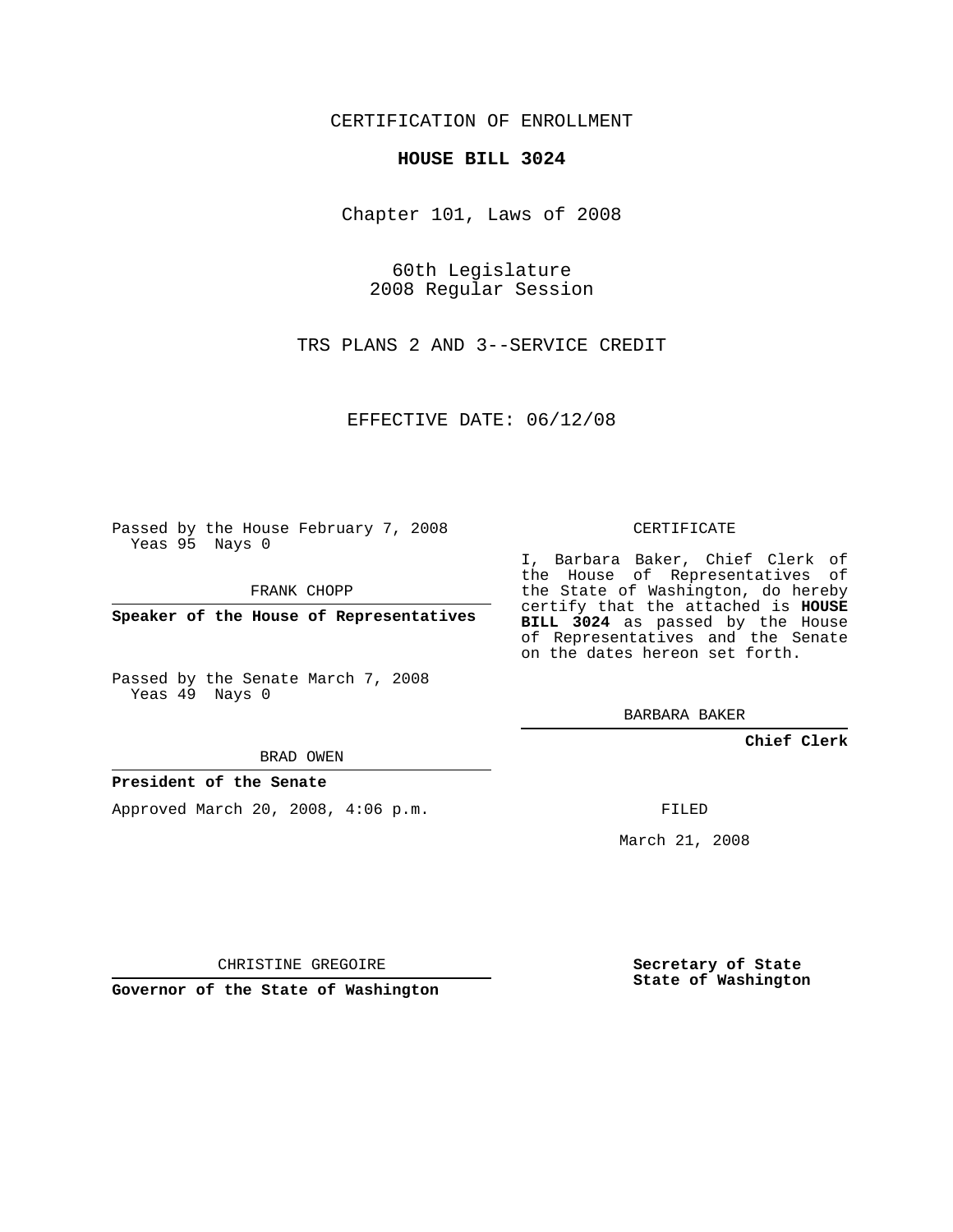CERTIFICATION OF ENROLLMENT

**HOUSE BILL 3024**

Chapter 101, Laws of 2008

60th Legislature
2008 Regular Session

TRS PLANS 2 AND 3--SERVICE CREDIT

EFFECTIVE DATE: 06/12/08

Passed by the House February 7, 2008
Yeas 95 Nays 0

FRANK CHOPP

**Speaker of the House of Representatives**

Passed by the Senate March 7, 2008
Yeas 49 Nays 0

BRAD OWEN

**President of the Senate**

Approved March 20, 2008, 4:06 p.m.

CHRISTINE GREGOIRE

**Governor of the State of Washington**

CERTIFICATE

I, Barbara Baker, Chief Clerk of the House of Representatives of the State of Washington, do hereby certify that the attached is **HOUSE BILL 3024** as passed by the House of Representatives and the Senate on the dates hereon set forth.

BARBARA BAKER

**Chief Clerk**

FILED

March 21, 2008

**Secretary of State**
**State of Washington**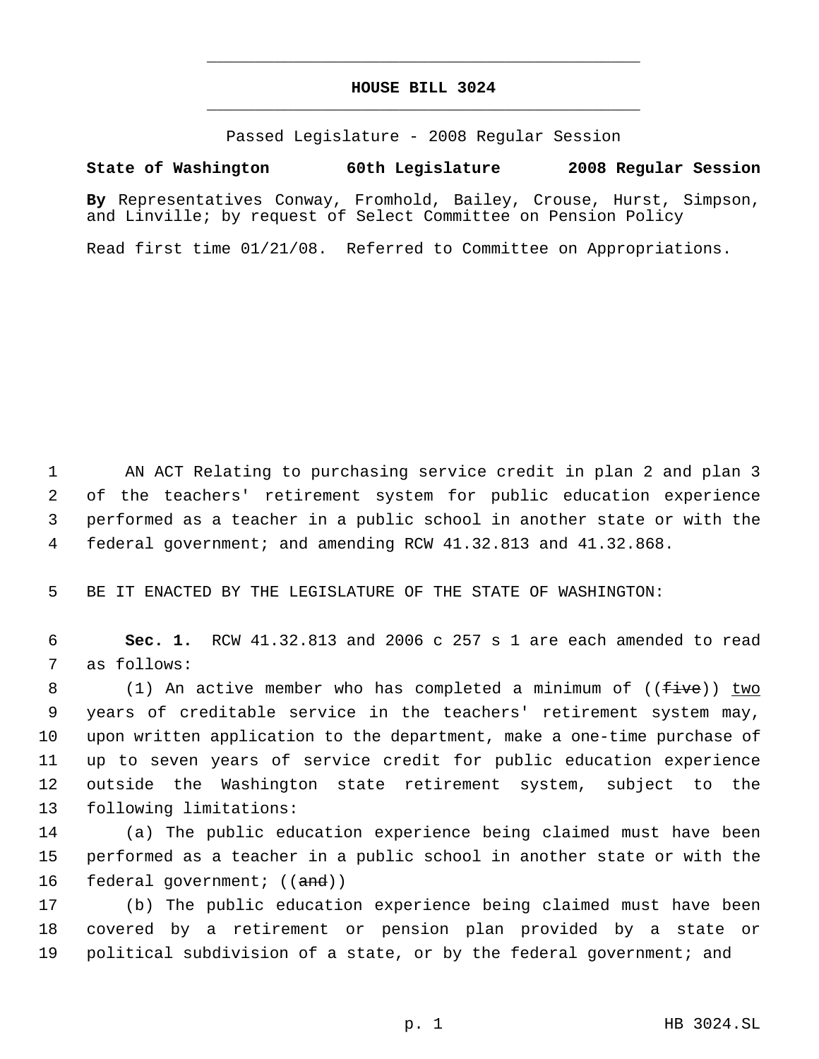# HOUSE BILL 3024

Passed Legislature - 2008 Regular Session

**State of Washington 60th Legislature 2008 Regular Session**

**By** Representatives Conway, Fromhold, Bailey, Crouse, Hurst, Simpson, and Linville; by request of Select Committee on Pension Policy

Read first time 01/21/08. Referred to Committee on Appropriations.

AN ACT Relating to purchasing service credit in plan 2 and plan 3 of the teachers' retirement system for public education experience performed as a teacher in a public school in another state or with the federal government; and amending RCW 41.32.813 and 41.32.868.

BE IT ENACTED BY THE LEGISLATURE OF THE STATE OF WASHINGTON:

**Sec. 1.** RCW 41.32.813 and 2006 c 257 s 1 are each amended to read as follows:

(1) An active member who has completed a minimum of ((~~five~~)) <u>two</u> years of creditable service in the teachers' retirement system may, upon written application to the department, make a one-time purchase of up to seven years of service credit for public education experience outside the Washington state retirement system, subject to the following limitations:

(a) The public education experience being claimed must have been performed as a teacher in a public school in another state or with the federal government; ((~~and~~))

(b) The public education experience being claimed must have been covered by a retirement or pension plan provided by a state or political subdivision of a state, or by the federal government; and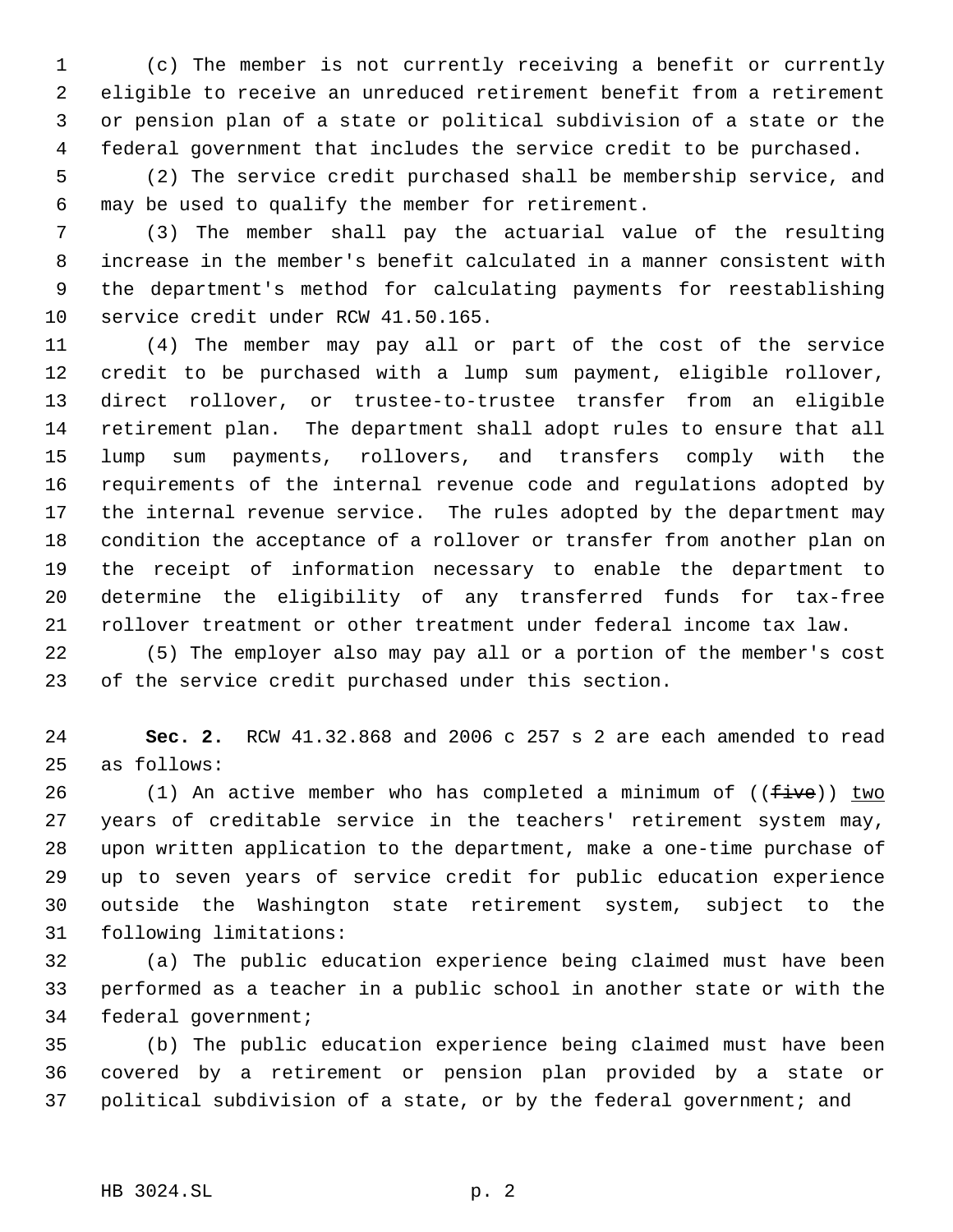(c) The member is not currently receiving a benefit or currently eligible to receive an unreduced retirement benefit from a retirement or pension plan of a state or political subdivision of a state or the federal government that includes the service credit to be purchased.

(2) The service credit purchased shall be membership service, and may be used to qualify the member for retirement.

(3) The member shall pay the actuarial value of the resulting increase in the member's benefit calculated in a manner consistent with the department's method for calculating payments for reestablishing service credit under RCW 41.50.165.

(4) The member may pay all or part of the cost of the service credit to be purchased with a lump sum payment, eligible rollover, direct rollover, or trustee-to-trustee transfer from an eligible retirement plan. The department shall adopt rules to ensure that all lump sum payments, rollovers, and transfers comply with the requirements of the internal revenue code and regulations adopted by the internal revenue service. The rules adopted by the department may condition the acceptance of a rollover or transfer from another plan on the receipt of information necessary to enable the department to determine the eligibility of any transferred funds for tax-free rollover treatment or other treatment under federal income tax law.

(5) The employer also may pay all or a portion of the member's cost of the service credit purchased under this section.

**Sec. 2.** RCW 41.32.868 and 2006 c 257 s 2 are each amended to read as follows:

(1) An active member who has completed a minimum of ((~~five~~)) <u>two</u> years of creditable service in the teachers' retirement system may, upon written application to the department, make a one-time purchase of up to seven years of service credit for public education experience outside the Washington state retirement system, subject to the following limitations:

(a) The public education experience being claimed must have been performed as a teacher in a public school in another state or with the federal government;

(b) The public education experience being claimed must have been covered by a retirement or pension plan provided by a state or political subdivision of a state, or by the federal government; and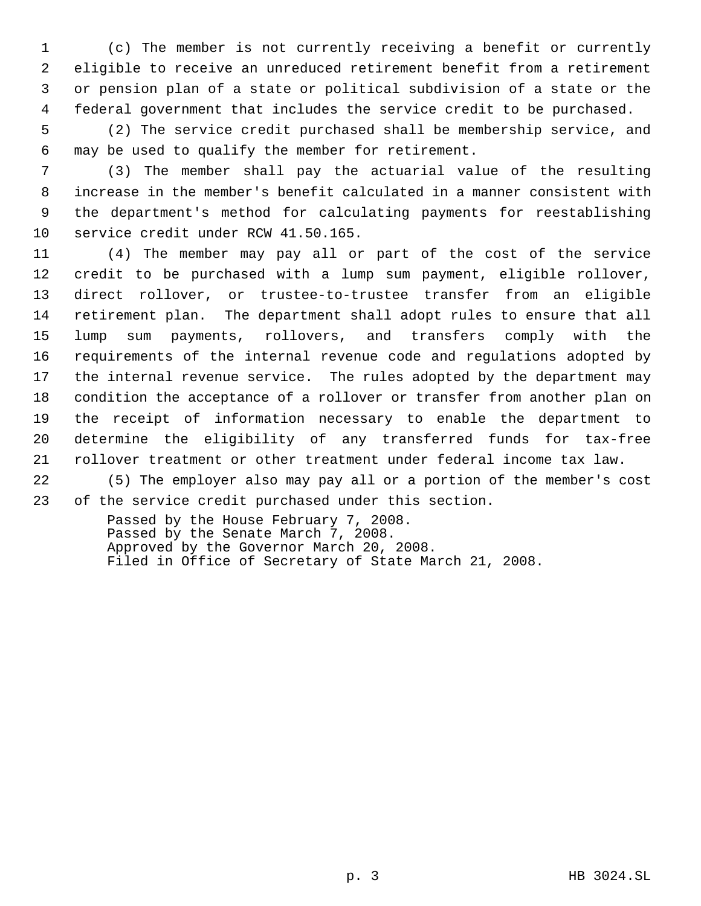(c) The member is not currently receiving a benefit or currently eligible to receive an unreduced retirement benefit from a retirement or pension plan of a state or political subdivision of a state or the federal government that includes the service credit to be purchased.

(2) The service credit purchased shall be membership service, and may be used to qualify the member for retirement.

(3) The member shall pay the actuarial value of the resulting increase in the member's benefit calculated in a manner consistent with the department's method for calculating payments for reestablishing service credit under RCW 41.50.165.

(4) The member may pay all or part of the cost of the service credit to be purchased with a lump sum payment, eligible rollover, direct rollover, or trustee-to-trustee transfer from an eligible retirement plan. The department shall adopt rules to ensure that all lump sum payments, rollovers, and transfers comply with the requirements of the internal revenue code and regulations adopted by the internal revenue service. The rules adopted by the department may condition the acceptance of a rollover or transfer from another plan on the receipt of information necessary to enable the department to determine the eligibility of any transferred funds for tax-free rollover treatment or other treatment under federal income tax law.

(5) The employer also may pay all or a portion of the member's cost of the service credit purchased under this section.

Passed by the House February 7, 2008.
Passed by the Senate March 7, 2008.
Approved by the Governor March 20, 2008.
Filed in Office of Secretary of State March 21, 2008.